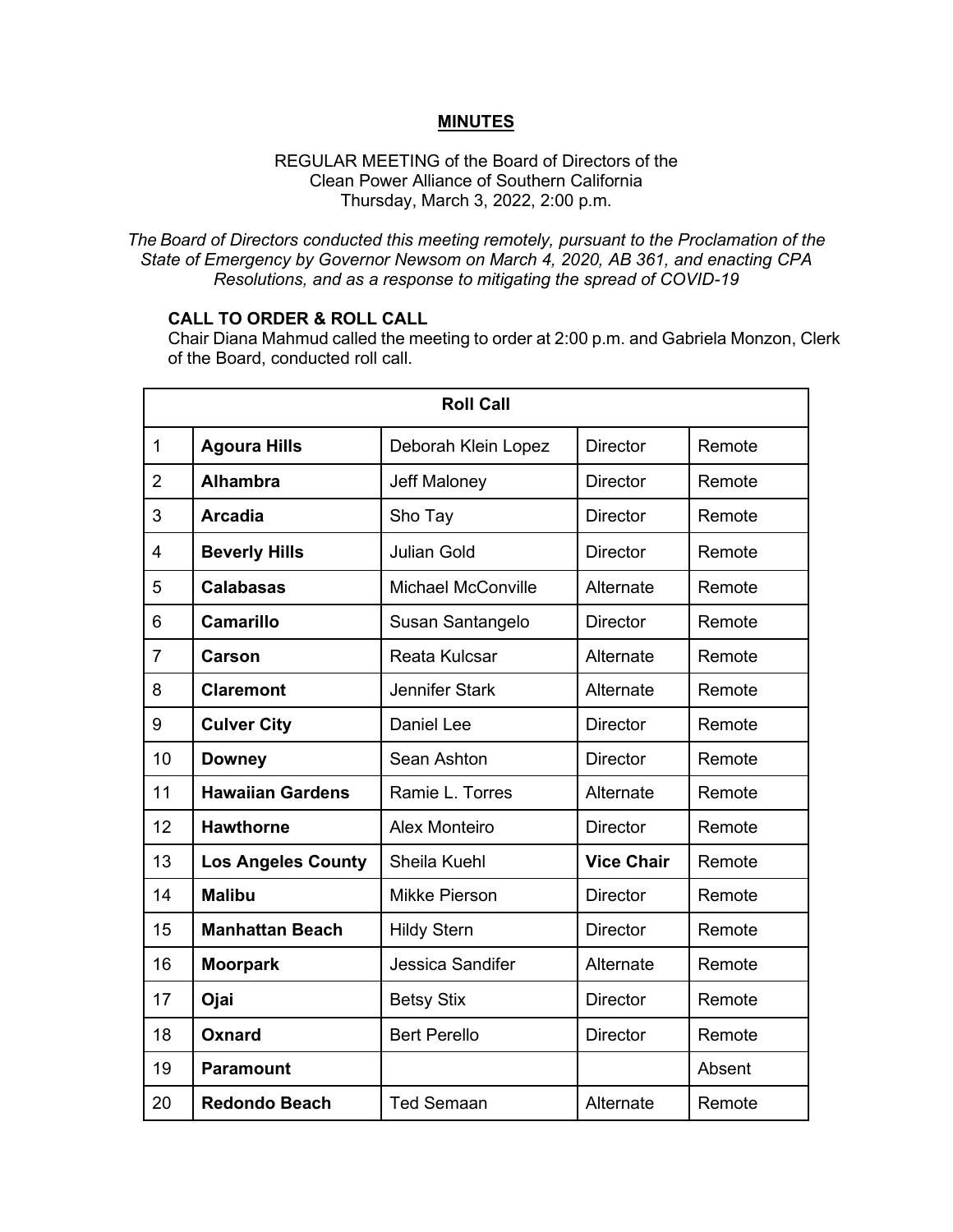**MINUTES**

REGULAR MEETING of the Board of Directors of the
Clean Power Alliance of Southern California
Thursday, March 3, 2022, 2:00 p.m.

*The Board of Directors conducted this meeting remotely, pursuant to the Proclamation of the State of Emergency by Governor Newsom on March 4, 2020, AB 361, and enacting CPA Resolutions, and as a response to mitigating the spread of COVID-19*

**CALL TO ORDER & ROLL CALL**

Chair Diana Mahmud called the meeting to order at 2:00 p.m. and Gabriela Monzon, Clerk of the Board, conducted roll call.

| Roll Call | | | | |
|---|---|---|---|---|
| 1 | **Agoura Hills** | Deborah Klein Lopez | Director | Remote |
| 2 | **Alhambra** | Jeff Maloney | Director | Remote |
| 3 | **Arcadia** | Sho Tay | Director | Remote |
| 4 | **Beverly Hills** | Julian Gold | Director | Remote |
| 5 | **Calabasas** | Michael McConville | Alternate | Remote |
| 6 | **Camarillo** | Susan Santangelo | Director | Remote |
| 7 | **Carson** | Reata Kulcsar | Alternate | Remote |
| 8 | **Claremont** | Jennifer Stark | Alternate | Remote |
| 9 | **Culver City** | Daniel Lee | Director | Remote |
| 10 | **Downey** | Sean Ashton | Director | Remote |
| 11 | **Hawaiian Gardens** | Ramie L. Torres | Alternate | Remote |
| 12 | **Hawthorne** | Alex Monteiro | Director | Remote |
| 13 | **Los Angeles County** | Sheila Kuehl | **Vice Chair** | Remote |
| 14 | **Malibu** | Mikke Pierson | Director | Remote |
| 15 | **Manhattan Beach** | Hildy Stern | Director | Remote |
| 16 | **Moorpark** | Jessica Sandifer | Alternate | Remote |
| 17 | **Ojai** | Betsy Stix | Director | Remote |
| 18 | **Oxnard** | Bert Perello | Director | Remote |
| 19 | **Paramount** | | | Absent |
| 20 | **Redondo Beach** | Ted Semaan | Alternate | Remote |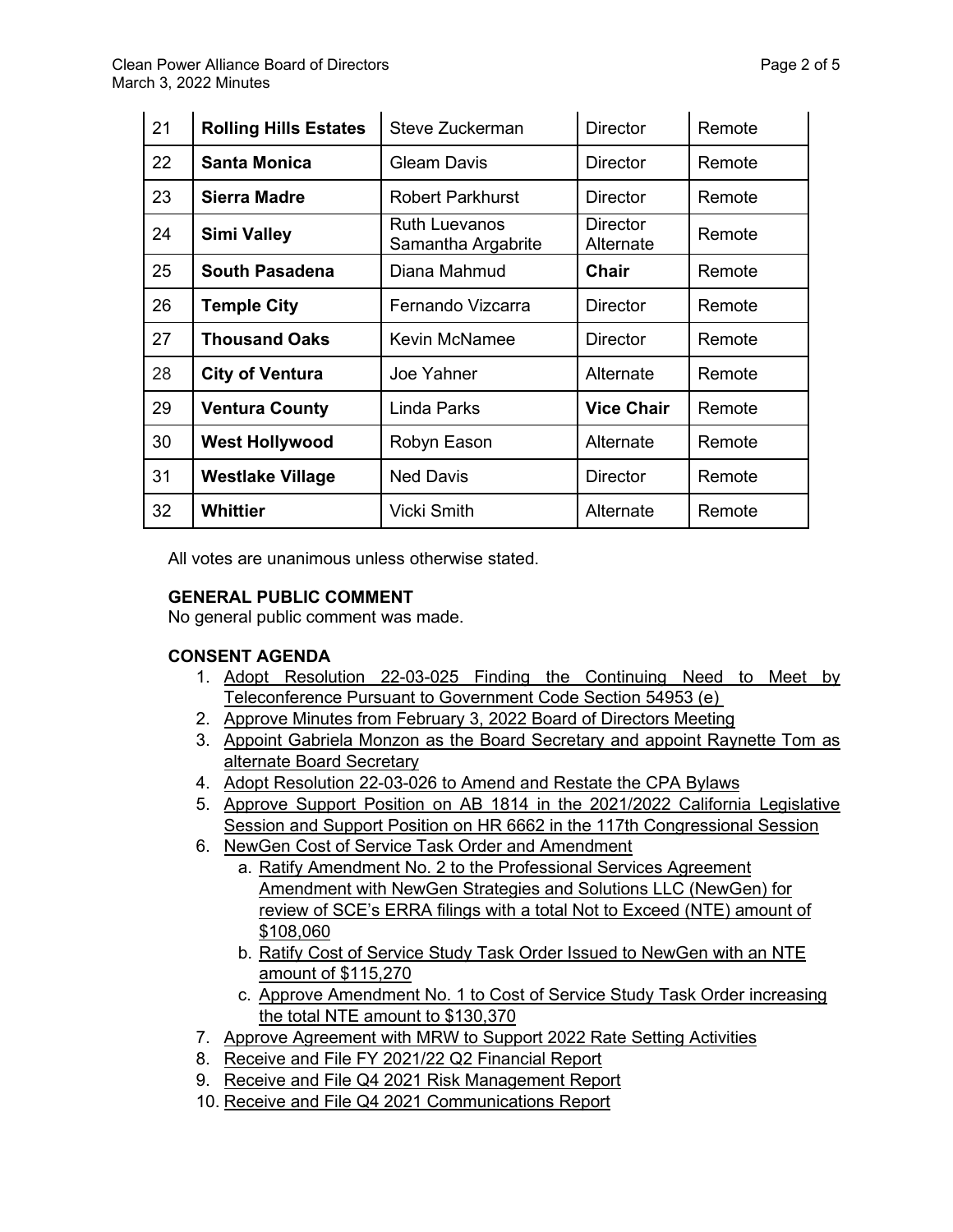| 21 | **Rolling Hills Estates** | Steve Zuckerman | Director | Remote |
|---|---|---|---|---|
| 22 | **Santa Monica** | Gleam Davis | Director | Remote |
| 23 | **Sierra Madre** | Robert Parkhurst | Director | Remote |
| 24 | **Simi Valley** | Ruth Luevanos<br>Samantha Argabrite | Director<br>Alternate | Remote |
| 25 | **South Pasadena** | Diana Mahmud | **Chair** | Remote |
| 26 | **Temple City** | Fernando Vizcarra | Director | Remote |
| 27 | **Thousand Oaks** | Kevin McNamee | Director | Remote |
| 28 | **City of Ventura** | Joe Yahner | Alternate | Remote |
| 29 | **Ventura County** | Linda Parks | **Vice Chair** | Remote |
| 30 | **West Hollywood** | Robyn Eason | Alternate | Remote |
| 31 | **Westlake Village** | Ned Davis | Director | Remote |
| 32 | **Whittier** | Vicki Smith | Alternate | Remote |

All votes are unanimous unless otherwise stated.

**GENERAL PUBLIC COMMENT**
No general public comment was made.

**CONSENT AGENDA**

1. Adopt Resolution 22-03-025 Finding the Continuing Need to Meet by Teleconference Pursuant to Government Code Section 54953 (e)
2. Approve Minutes from February 3, 2022 Board of Directors Meeting
3. Appoint Gabriela Monzon as the Board Secretary and appoint Raynette Tom as alternate Board Secretary
4. Adopt Resolution 22-03-026 to Amend and Restate the CPA Bylaws
5. Approve Support Position on AB 1814 in the 2021/2022 California Legislative Session and Support Position on HR 6662 in the 117th Congressional Session
6. NewGen Cost of Service Task Order and Amendment
   a. Ratify Amendment No. 2 to the Professional Services Agreement Amendment with NewGen Strategies and Solutions LLC (NewGen) for review of SCE's ERRA filings with a total Not to Exceed (NTE) amount of $108,060
   b. Ratify Cost of Service Study Task Order Issued to NewGen with an NTE amount of $115,270
   c. Approve Amendment No. 1 to Cost of Service Study Task Order increasing the total NTE amount to $130,370
7. Approve Agreement with MRW to Support 2022 Rate Setting Activities
8. Receive and File FY 2021/22 Q2 Financial Report
9. Receive and File Q4 2021 Risk Management Report
10. Receive and File Q4 2021 Communications Report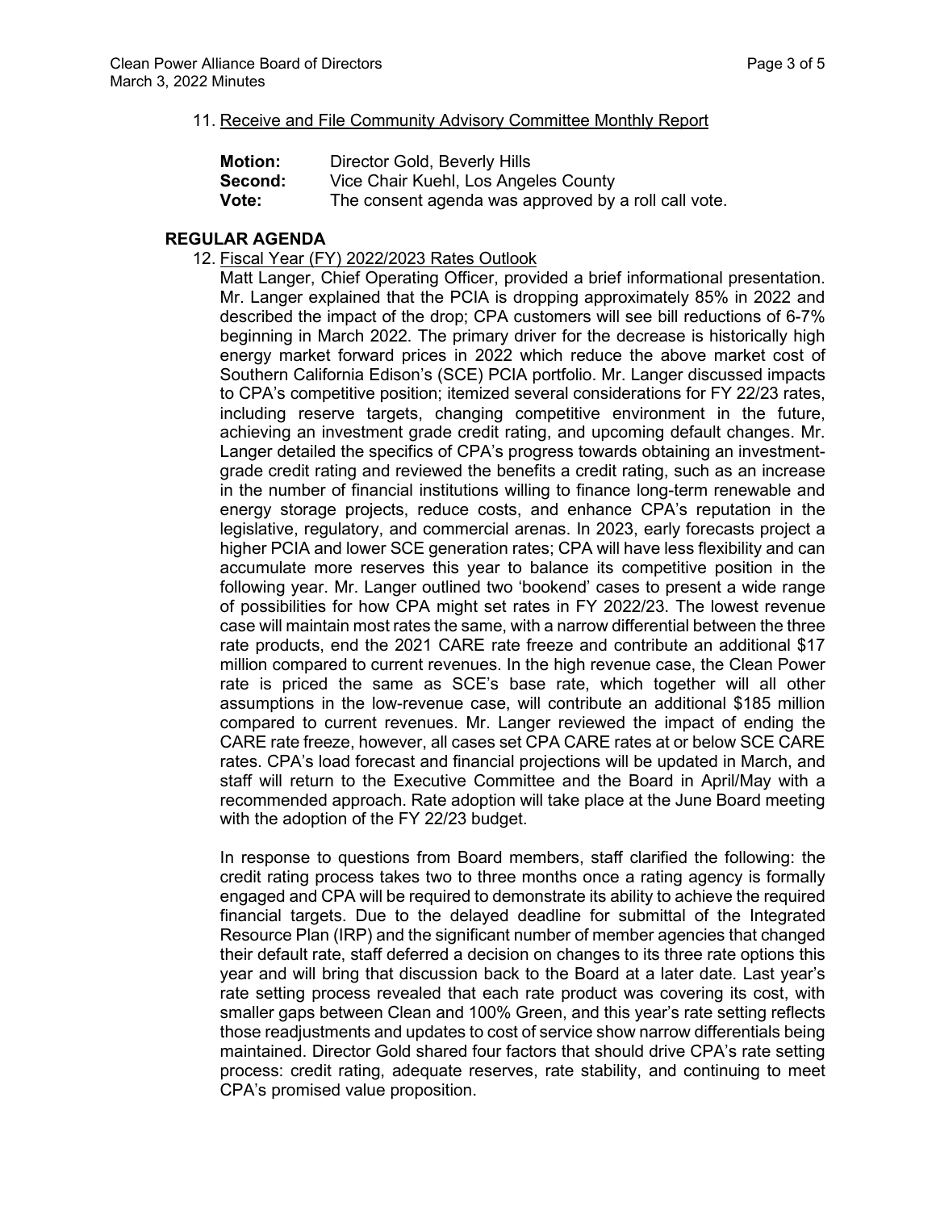11. Receive and File Community Advisory Committee Monthly Report

**Motion:** Director Gold, Beverly Hills
**Second:** Vice Chair Kuehl, Los Angeles County
**Vote:** The consent agenda was approved by a roll call vote.

## REGULAR AGENDA

12. Fiscal Year (FY) 2022/2023 Rates Outlook

Matt Langer, Chief Operating Officer, provided a brief informational presentation. Mr. Langer explained that the PCIA is dropping approximately 85% in 2022 and described the impact of the drop; CPA customers will see bill reductions of 6-7% beginning in March 2022. The primary driver for the decrease is historically high energy market forward prices in 2022 which reduce the above market cost of Southern California Edison's (SCE) PCIA portfolio. Mr. Langer discussed impacts to CPA's competitive position; itemized several considerations for FY 22/23 rates, including reserve targets, changing competitive environment in the future, achieving an investment grade credit rating, and upcoming default changes. Mr. Langer detailed the specifics of CPA's progress towards obtaining an investment-grade credit rating and reviewed the benefits a credit rating, such as an increase in the number of financial institutions willing to finance long-term renewable and energy storage projects, reduce costs, and enhance CPA's reputation in the legislative, regulatory, and commercial arenas. In 2023, early forecasts project a higher PCIA and lower SCE generation rates; CPA will have less flexibility and can accumulate more reserves this year to balance its competitive position in the following year. Mr. Langer outlined two 'bookend' cases to present a wide range of possibilities for how CPA might set rates in FY 2022/23. The lowest revenue case will maintain most rates the same, with a narrow differential between the three rate products, end the 2021 CARE rate freeze and contribute an additional $17 million compared to current revenues. In the high revenue case, the Clean Power rate is priced the same as SCE's base rate, which together will all other assumptions in the low-revenue case, will contribute an additional $185 million compared to current revenues. Mr. Langer reviewed the impact of ending the CARE rate freeze, however, all cases set CPA CARE rates at or below SCE CARE rates. CPA's load forecast and financial projections will be updated in March, and staff will return to the Executive Committee and the Board in April/May with a recommended approach. Rate adoption will take place at the June Board meeting with the adoption of the FY 22/23 budget.

In response to questions from Board members, staff clarified the following: the credit rating process takes two to three months once a rating agency is formally engaged and CPA will be required to demonstrate its ability to achieve the required financial targets. Due to the delayed deadline for submittal of the Integrated Resource Plan (IRP) and the significant number of member agencies that changed their default rate, staff deferred a decision on changes to its three rate options this year and will bring that discussion back to the Board at a later date. Last year's rate setting process revealed that each rate product was covering its cost, with smaller gaps between Clean and 100% Green, and this year's rate setting reflects those readjustments and updates to cost of service show narrow differentials being maintained. Director Gold shared four factors that should drive CPA's rate setting process: credit rating, adequate reserves, rate stability, and continuing to meet CPA's promised value proposition.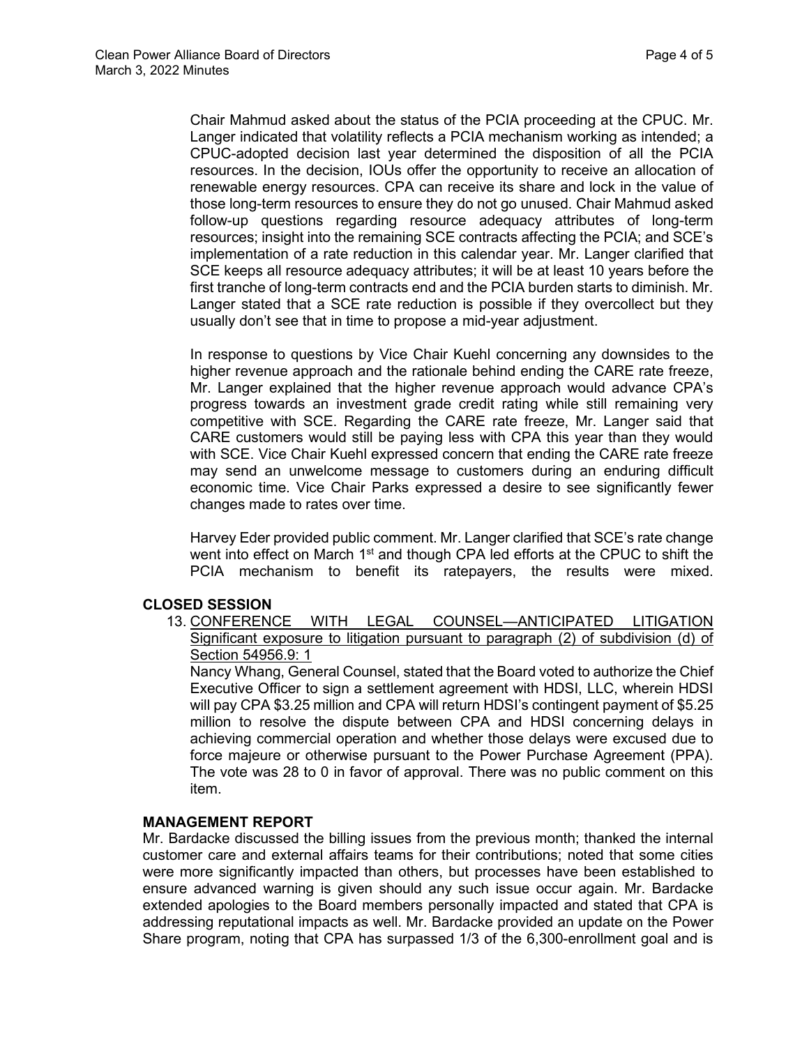Chair Mahmud asked about the status of the PCIA proceeding at the CPUC. Mr. Langer indicated that volatility reflects a PCIA mechanism working as intended; a CPUC-adopted decision last year determined the disposition of all the PCIA resources. In the decision, IOUs offer the opportunity to receive an allocation of renewable energy resources. CPA can receive its share and lock in the value of those long-term resources to ensure they do not go unused. Chair Mahmud asked follow-up questions regarding resource adequacy attributes of long-term resources; insight into the remaining SCE contracts affecting the PCIA; and SCE's implementation of a rate reduction in this calendar year. Mr. Langer clarified that SCE keeps all resource adequacy attributes; it will be at least 10 years before the first tranche of long-term contracts end and the PCIA burden starts to diminish. Mr. Langer stated that a SCE rate reduction is possible if they overcollect but they usually don't see that in time to propose a mid-year adjustment.

In response to questions by Vice Chair Kuehl concerning any downsides to the higher revenue approach and the rationale behind ending the CARE rate freeze, Mr. Langer explained that the higher revenue approach would advance CPA's progress towards an investment grade credit rating while still remaining very competitive with SCE. Regarding the CARE rate freeze, Mr. Langer said that CARE customers would still be paying less with CPA this year than they would with SCE. Vice Chair Kuehl expressed concern that ending the CARE rate freeze may send an unwelcome message to customers during an enduring difficult economic time. Vice Chair Parks expressed a desire to see significantly fewer changes made to rates over time.

Harvey Eder provided public comment. Mr. Langer clarified that SCE's rate change went into effect on March 1st and though CPA led efforts at the CPUC to shift the PCIA mechanism to benefit its ratepayers, the results were mixed.

## CLOSED SESSION

13. CONFERENCE WITH LEGAL COUNSEL—ANTICIPATED LITIGATION Significant exposure to litigation pursuant to paragraph (2) of subdivision (d) of Section 54956.9: 1

    Nancy Whang, General Counsel, stated that the Board voted to authorize the Chief Executive Officer to sign a settlement agreement with HDSI, LLC, wherein HDSI will pay CPA $3.25 million and CPA will return HDSI's contingent payment of $5.25 million to resolve the dispute between CPA and HDSI concerning delays in achieving commercial operation and whether those delays were excused due to force majeure or otherwise pursuant to the Power Purchase Agreement (PPA). The vote was 28 to 0 in favor of approval. There was no public comment on this item.

## MANAGEMENT REPORT

Mr. Bardacke discussed the billing issues from the previous month; thanked the internal customer care and external affairs teams for their contributions; noted that some cities were more significantly impacted than others, but processes have been established to ensure advanced warning is given should any such issue occur again. Mr. Bardacke extended apologies to the Board members personally impacted and stated that CPA is addressing reputational impacts as well. Mr. Bardacke provided an update on the Power Share program, noting that CPA has surpassed 1/3 of the 6,300-enrollment goal and is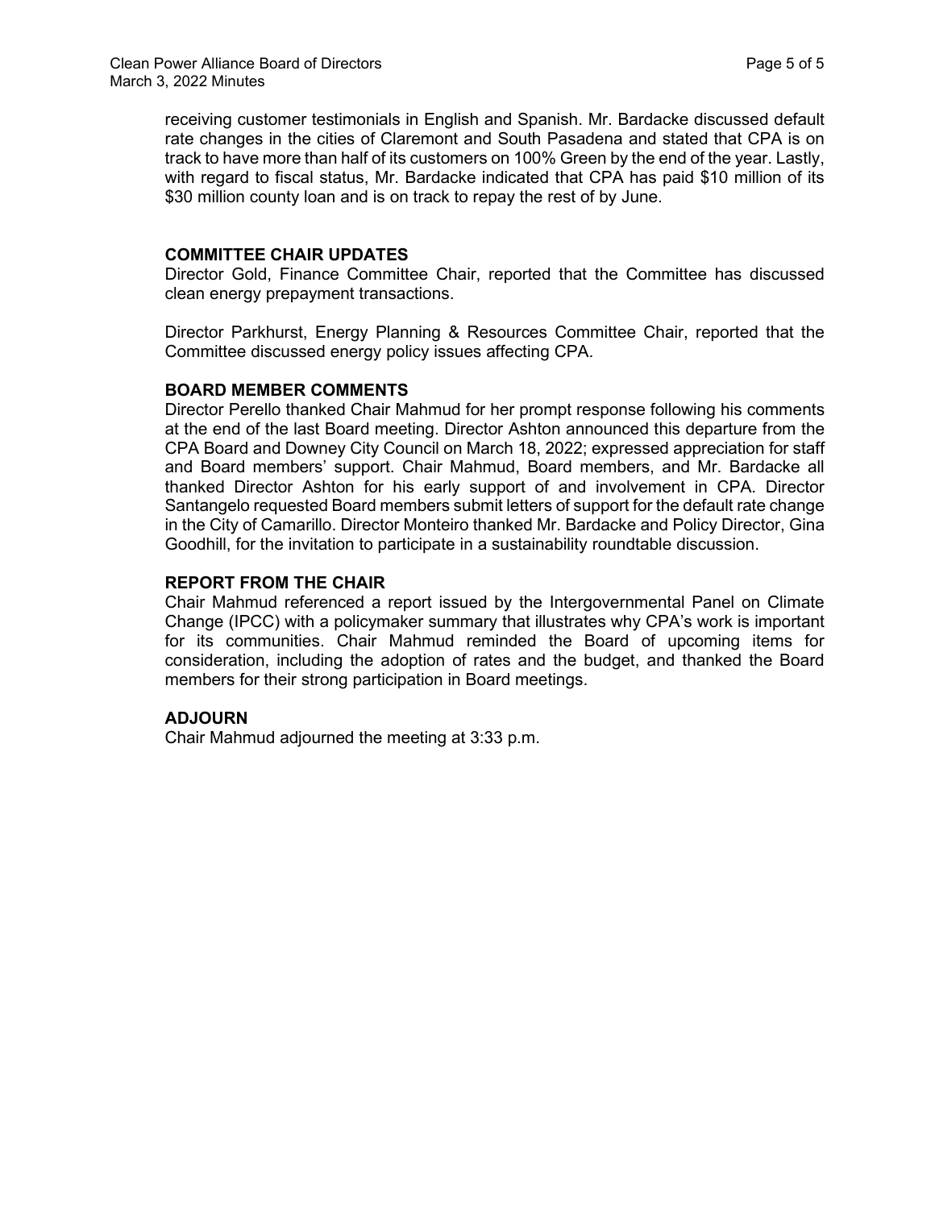receiving customer testimonials in English and Spanish. Mr. Bardacke discussed default rate changes in the cities of Claremont and South Pasadena and stated that CPA is on track to have more than half of its customers on 100% Green by the end of the year. Lastly, with regard to fiscal status, Mr. Bardacke indicated that CPA has paid $10 million of its $30 million county loan and is on track to repay the rest of by June.

**COMMITTEE CHAIR UPDATES**

Director Gold, Finance Committee Chair, reported that the Committee has discussed clean energy prepayment transactions.

Director Parkhurst, Energy Planning & Resources Committee Chair, reported that the Committee discussed energy policy issues affecting CPA.

**BOARD MEMBER COMMENTS**

Director Perello thanked Chair Mahmud for her prompt response following his comments at the end of the last Board meeting. Director Ashton announced this departure from the CPA Board and Downey City Council on March 18, 2022; expressed appreciation for staff and Board members' support. Chair Mahmud, Board members, and Mr. Bardacke all thanked Director Ashton for his early support of and involvement in CPA. Director Santangelo requested Board members submit letters of support for the default rate change in the City of Camarillo. Director Monteiro thanked Mr. Bardacke and Policy Director, Gina Goodhill, for the invitation to participate in a sustainability roundtable discussion.

**REPORT FROM THE CHAIR**

Chair Mahmud referenced a report issued by the Intergovernmental Panel on Climate Change (IPCC) with a policymaker summary that illustrates why CPA's work is important for its communities. Chair Mahmud reminded the Board of upcoming items for consideration, including the adoption of rates and the budget, and thanked the Board members for their strong participation in Board meetings.

**ADJOURN**

Chair Mahmud adjourned the meeting at 3:33 p.m.